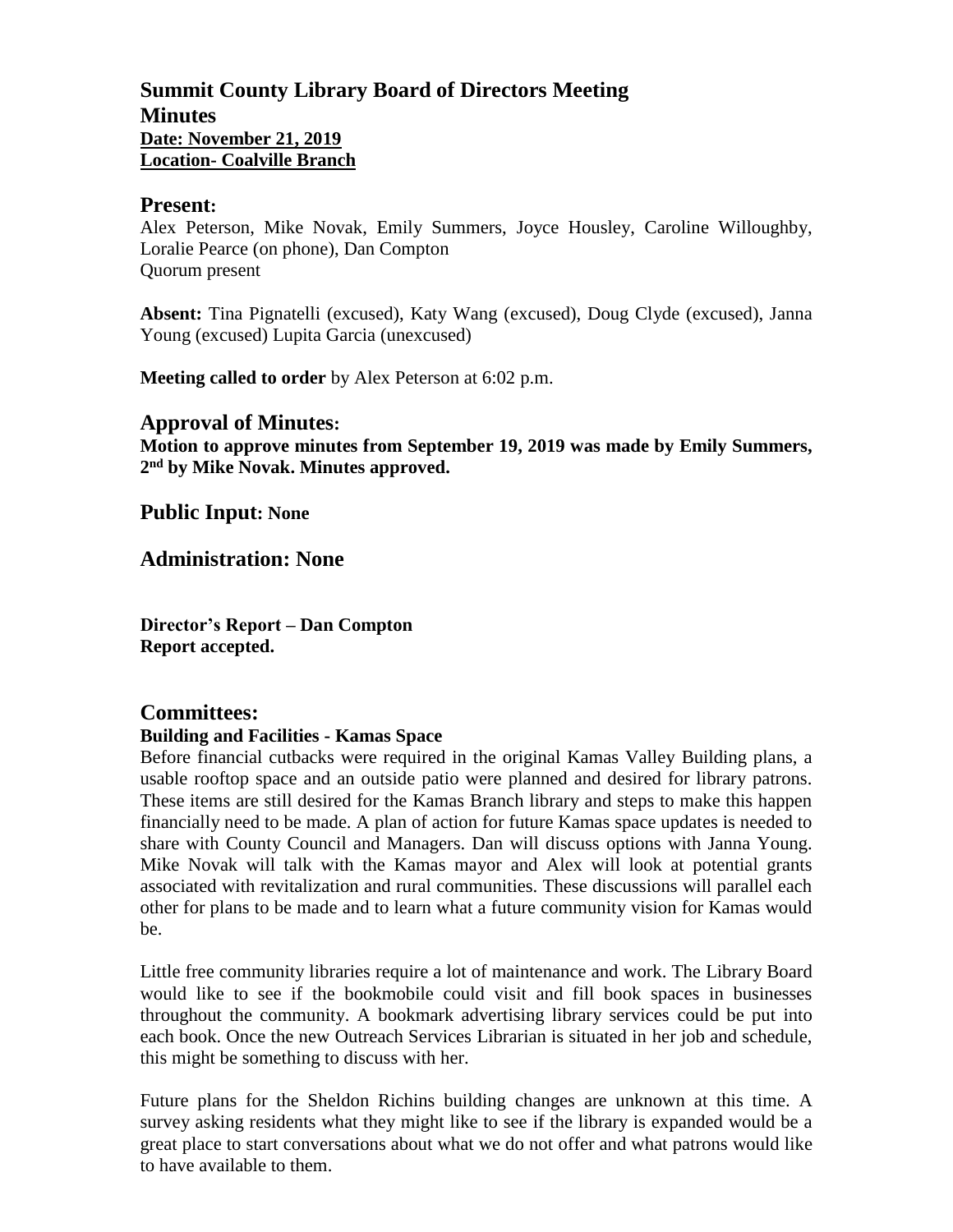# Summit County Library Board of Directors Meeting

## Minutes

**Date: November 21, 2019**
**Location- Coalville Branch**

## Present:

Alex Peterson, Mike Novak, Emily Summers, Joyce Housley, Caroline Willoughby, Loralie Pearce (on phone), Dan Compton
Quorum present

**Absent:** Tina Pignatelli (excused), Katy Wang (excused), Doug Clyde (excused), Janna Young (excused) Lupita Garcia (unexcused)

**Meeting called to order** by Alex Peterson at 6:02 p.m.

## Approval of Minutes:

**Motion to approve minutes from September 19, 2019 was made by Emily Summers, 2nd by Mike Novak. Minutes approved.**

## Public Input: None

## Administration: None

**Director's Report – Dan Compton**
**Report accepted.**

## Committees:

### Building and Facilities - Kamas Space

Before financial cutbacks were required in the original Kamas Valley Building plans, a usable rooftop space and an outside patio were planned and desired for library patrons. These items are still desired for the Kamas Branch library and steps to make this happen financially need to be made. A plan of action for future Kamas space updates is needed to share with County Council and Managers. Dan will discuss options with Janna Young. Mike Novak will talk with the Kamas mayor and Alex will look at potential grants associated with revitalization and rural communities. These discussions will parallel each other for plans to be made and to learn what a future community vision for Kamas would be.

Little free community libraries require a lot of maintenance and work. The Library Board would like to see if the bookmobile could visit and fill book spaces in businesses throughout the community. A bookmark advertising library services could be put into each book. Once the new Outreach Services Librarian is situated in her job and schedule, this might be something to discuss with her.

Future plans for the Sheldon Richins building changes are unknown at this time. A survey asking residents what they might like to see if the library is expanded would be a great place to start conversations about what we do not offer and what patrons would like to have available to them.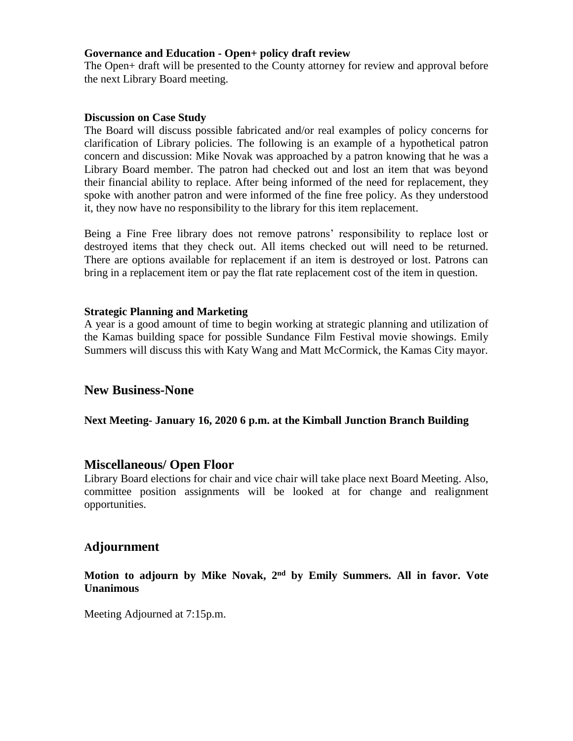**Governance and Education - Open+ policy draft review**

The Open+ draft will be presented to the County attorney for review and approval before the next Library Board meeting.

**Discussion on Case Study**

The Board will discuss possible fabricated and/or real examples of policy concerns for clarification of Library policies. The following is an example of a hypothetical patron concern and discussion: Mike Novak was approached by a patron knowing that he was a Library Board member. The patron had checked out and lost an item that was beyond their financial ability to replace. After being informed of the need for replacement, they spoke with another patron and were informed of the fine free policy. As they understood it, they now have no responsibility to the library for this item replacement.

Being a Fine Free library does not remove patrons' responsibility to replace lost or destroyed items that they check out. All items checked out will need to be returned. There are options available for replacement if an item is destroyed or lost. Patrons can bring in a replacement item or pay the flat rate replacement cost of the item in question.

**Strategic Planning and Marketing**

A year is a good amount of time to begin working at strategic planning and utilization of the Kamas building space for possible Sundance Film Festival movie showings. Emily Summers will discuss this with Katy Wang and Matt McCormick, the Kamas City mayor.

## New Business-None

**Next Meeting- January 16, 2020 6 p.m. at the Kimball Junction Branch Building**

## Miscellaneous/ Open Floor

Library Board elections for chair and vice chair will take place next Board Meeting. Also, committee position assignments will be looked at for change and realignment opportunities.

## Adjournment

**Motion to adjourn by Mike Novak, 2nd by Emily Summers. All in favor. Vote Unanimous**

Meeting Adjourned at 7:15p.m.